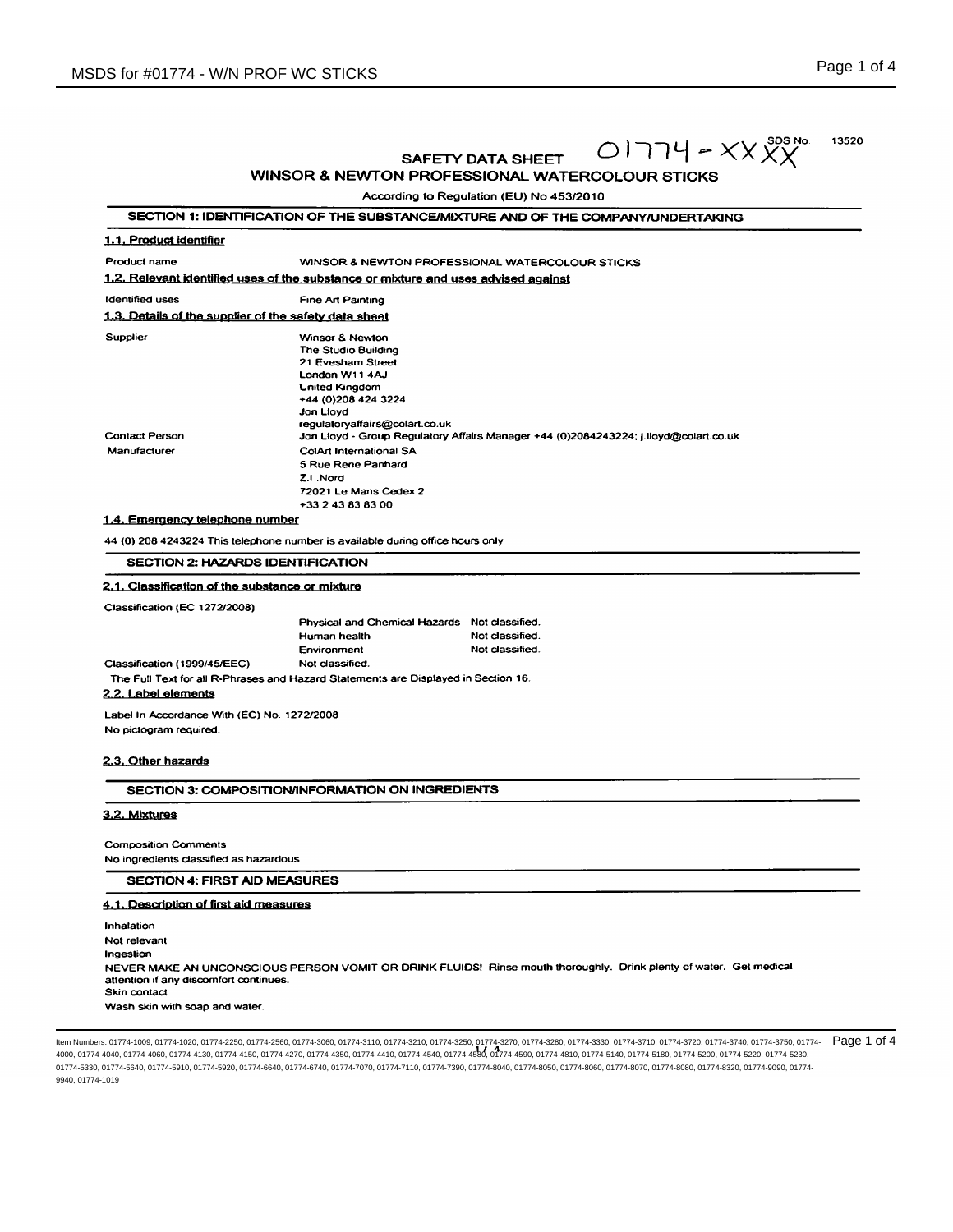SDS No. 13520

01774 - XXXX

# SAFETY DATA SHEET

## WINSOR & NEWTON PROFESSIONAL WATERCOLOUR STICKS

According to Regulation (EU) No 453/2010

## SECTION 1: IDENTIFICATION OF THE SUBSTANCE/MIXTURE AND OF THE COMPANY/UNDERTAKING

### 1.1. Product identifier

Product name: WINSOR & NEWTON PROFESSIONAL WATERCOLOUR STICKS

### 1.2. Relevant identified uses of the substance or mixture and uses advised against

Identified uses: Fine Art Painting

### 1.3. Details of the supplier of the safety data sheet

Supplier:
Winsor & Newton
The Studio Building
21 Evesham Street
London W11 4AJ
United Kingdom
+44 (0)208 424 3224
Jon Lloyd
regulatoryaffairs@colart.co.uk

Contact Person: Jon Lloyd - Group Regulatory Affairs Manager +44 (0)2084243224; j.lloyd@colart.co.uk

Manufacturer:
ColArt International SA
5 Rue Rene Panhard
Z.I .Nord
72021 Le Mans Cedex 2
+33 2 43 83 83 00

### 1.4. Emergency telephone number

44 (0) 208 4243224 This telephone number is available during office hours only

## SECTION 2: HAZARDS IDENTIFICATION

### 2.1. Classification of the substance or mixture

Classification (EC 1272/2008)

| | | |
|---|---|---|
| | Physical and Chemical Hazards | Not classified. |
| | Human health | Not classified. |
| | Environment | Not classified. |
| Classification (1999/45/EEC) | Not classified. | |

The Full Text for all R-Phrases and Hazard Statements are Displayed in Section 16.

### 2.2. Label elements

Label In Accordance With (EC) No. 1272/2008

No pictogram required.

### 2.3. Other hazards

## SECTION 3: COMPOSITION/INFORMATION ON INGREDIENTS

### 3.2. Mixtures

Composition Comments

No ingredients classified as hazardous

## SECTION 4: FIRST AID MEASURES

### 4.1. Description of first aid measures

Inhalation

Not relevant

Ingestion

NEVER MAKE AN UNCONSCIOUS PERSON VOMIT OR DRINK FLUIDS! Rinse mouth thoroughly. Drink plenty of water. Get medical attention if any discomfort continues.

Skin contact

Wash skin with soap and water.

Item Numbers: 01774-1009, 01774-1020, 01774-2250, 01774-2560, 01774-3060, 01774-3110, 01774-3210, 01774-3250, 01774-3270, 01774-3280, 01774-3330, 01774-3710, 01774-3720, 01774-3740, 01774-3750, 01774-4000, 01774-4040, 01774-4060, 01774-4130, 01774-4150, 01774-4270, 01774-4350, 01774-4410, 01774-4540, 01774-4580, 01774-4590, 01774-4810, 01774-5140, 01774-5180, 01774-5200, 01774-5220, 01774-5230, 01774-5330, 01774-5640, 01774-5910, 01774-5920, 01774-6640, 01774-6740, 01774-7070, 01774-7110, 01774-7390, 01774-8040, 01774-8050, 01774-8060, 01774-8070, 01774-8080, 01774-8320, 01774-9090, 01774-9940, 01774-1019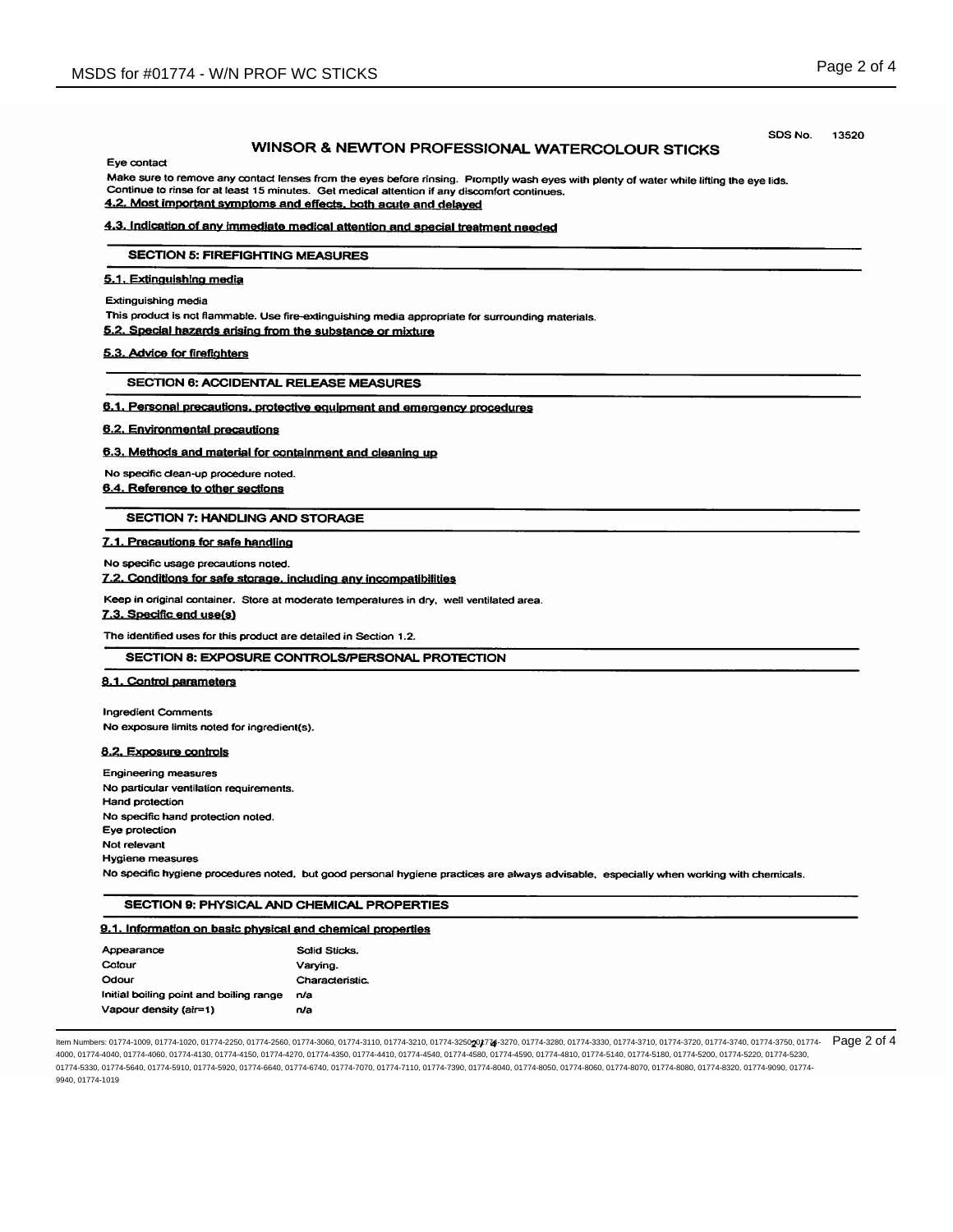SDS No. 13520

## WINSOR & NEWTON PROFESSIONAL WATERCOLOUR STICKS

Eye contact

Make sure to remove any contact lenses from the eyes before rinsing. Promptly wash eyes with plenty of water while lifting the eye lids. Continue to rinse for at least 15 minutes. Get medical attention if any discomfort continues.

### 4.2. Most important symptoms and effects, both acute and delayed

### 4.3. Indication of any immediate medical attention and special treatment needed

## SECTION 5: FIREFIGHTING MEASURES

### 5.1. Extinguishing media

Extinguishing media

This product is not flammable. Use fire-extinguishing media appropriate for surrounding materials.

### 5.2. Special hazards arising from the substance or mixture

### 5.3. Advice for firefighters

## SECTION 6: ACCIDENTAL RELEASE MEASURES

### 6.1. Personal precautions, protective equipment and emergency procedures

### 6.2. Environmental precautions

### 6.3. Methods and material for containment and cleaning up

No specific clean-up procedure noted.

### 6.4. Reference to other sections

## SECTION 7: HANDLING AND STORAGE

### 7.1. Precautions for safe handling

No specific usage precautions noted.

### 7.2. Conditions for safe storage, including any incompatibilities

Keep in original container. Store at moderate temperatures in dry, well ventilated area.

### 7.3. Specific end use(s)

The identified uses for this product are detailed in Section 1.2.

## SECTION 8: EXPOSURE CONTROLS/PERSONAL PROTECTION

### 8.1. Control parameters

Ingredient Comments

No exposure limits noted for ingredient(s).

### 8.2. Exposure controls

Engineering measures

No particular ventilation requirements.

Hand protection

No specific hand protection noted.

Eye protection

Not relevant

Hygiene measures

No specific hygiene procedures noted, but good personal hygiene practices are always advisable, especially when working with chemicals.

## SECTION 9: PHYSICAL AND CHEMICAL PROPERTIES

### 9.1. Information on basic physical and chemical properties

| | |
|---|---|
| Appearance | Solid Sticks. |
| Colour | Varying. |
| Odour | Characteristic. |
| Initial boiling point and boiling range | n/a |
| Vapour density (air=1) | n/a |

Item Numbers: 01774-1009, 01774-1020, 01774-2250, 01774-2560, 01774-3060, 01774-3110, 01774-3210, 01774-3250, 01774-3270, 01774-3280, 01774-3330, 01774-3710, 01774-3720, 01774-3740, 01774-3750, 01774-4000, 01774-4040, 01774-4060, 01774-4130, 01774-4150, 01774-4270, 01774-4350, 01774-4410, 01774-4540, 01774-4580, 01774-4590, 01774-4810, 01774-5140, 01774-5180, 01774-5200, 01774-5220, 01774-5230, 01774-5330, 01774-5640, 01774-5910, 01774-5920, 01774-6640, 01774-6740, 01774-7070, 01774-7110, 01774-7390, 01774-8040, 01774-8050, 01774-8060, 01774-8070, 01774-8080, 01774-8320, 01774-9090, 01774-9940, 01774-1019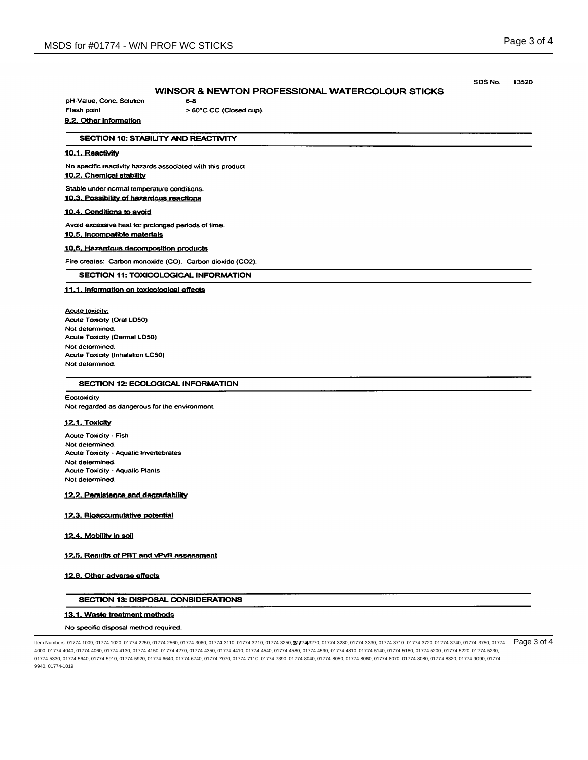SDS No. 13520

## WINSOR & NEWTON PROFESSIONAL WATERCOLOUR STICKS

| | |
|---|---|
| pH-Value, Conc. Solution | 6-8 |
| Flash point | > 60°C CC (Closed cup). |

**9.2. Other information**

## SECTION 10: STABILITY AND REACTIVITY

**10.1. Reactivity**

No specific reactivity hazards associated with this product.

**10.2. Chemical stability**

Stable under normal temperature conditions.

**10.3. Possibility of hazardous reactions**

**10.4. Conditions to avoid**

Avoid excessive heat for prolonged periods of time.

**10.5. Incompatible materials**

**10.6. Hazardous decomposition products**

Fire creates: Carbon monoxide (CO). Carbon dioxide ($CO_2$).

## SECTION 11: TOXICOLOGICAL INFORMATION

**11.1. Information on toxicological effects**

Acute toxicity:

Acute Toxicity (Oral LD50)
Not determined.
Acute Toxicity (Dermal LD50)
Not determined.
Acute Toxicity (Inhalation LC50)
Not determined.

## SECTION 12: ECOLOGICAL INFORMATION

Ecotoxicity
Not regarded as dangerous for the environment.

**12.1. Toxicity**

Acute Toxicity - Fish
Not determined.
Acute Toxicity - Aquatic Invertebrates
Not determined.
Acute Toxicity - Aquatic Plants
Not determined.

**12.2. Persistence and degradability**

**12.3. Bioaccumulative potential**

**12.4. Mobility in soil**

**12.5. Results of PBT and vPvB assessment**

**12.6. Other adverse effects**

## SECTION 13: DISPOSAL CONSIDERATIONS

**13.1. Waste treatment methods**

No specific disposal method required.

Item Numbers: 01774-1009, 01774-1020, 01774-2250, 01774-2560, 01774-3060, 01774-3110, 01774-3210, 01774-3250, 01774-3270, 01774-3280, 01774-3330, 01774-3710, 01774-3720, 01774-3740, 01774-3750, 01774-4000, 01774-4040, 01774-4060, 01774-4130, 01774-4150, 01774-4270, 01774-4350, 01774-4410, 01774-4540, 01774-4580, 01774-4590, 01774-4810, 01774-5140, 01774-5180, 01774-5200, 01774-5220, 01774-5230, 01774-5330, 01774-5640, 01774-5910, 01774-5920, 01774-6640, 01774-6740, 01774-7070, 01774-7110, 01774-7390, 01774-8040, 01774-8050, 01774-8060, 01774-8070, 01774-8080, 01774-8320, 01774-9090, 01774-9940, 01774-1019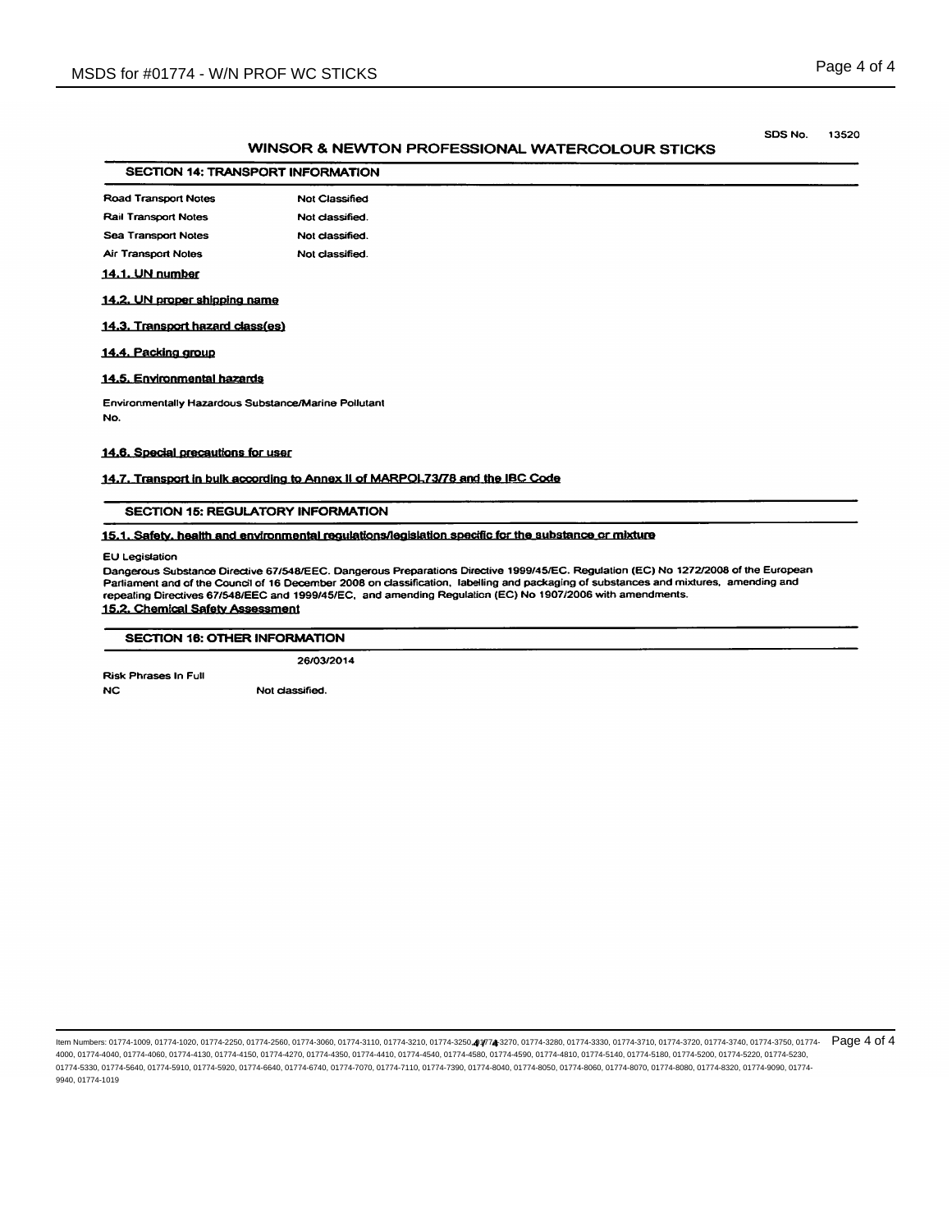SDS No. 13520

## WINSOR & NEWTON PROFESSIONAL WATERCOLOUR STICKS

### SECTION 14: TRANSPORT INFORMATION

| | |
|---|---|
| Road Transport Notes | Not Classified |
| Rail Transport Notes | Not classified. |
| Sea Transport Notes | Not classified. |
| Air Transport Notes | Not classified. |

**14.1. UN number**

**14.2. UN proper shipping name**

**14.3. Transport hazard class(es)**

**14.4. Packing group**

**14.5. Environmental hazards**

Environmentally Hazardous Substance/Marine Pollutant
No.

**14.6. Special precautions for user**

**14.7. Transport in bulk according to Annex II of MARPOL73/78 and the IBC Code**

### SECTION 15: REGULATORY INFORMATION

**15.1. Safety, health and environmental regulations/legislation specific for the substance or mixture**

EU Legislation

Dangerous Substance Directive 67/548/EEC. Dangerous Preparations Directive 1999/45/EC. Regulation (EC) No 1272/2008 of the European Parliament and of the Council of 16 December 2008 on classification, labelling and packaging of substances and mixtures, amending and repealing Directives 67/548/EEC and 1999/45/EC, and amending Regulation (EC) No 1907/2006 with amendments.

**15.2. Chemical Safety Assessment**

### SECTION 16: OTHER INFORMATION

26/03/2014

Risk Phrases In Full

NC Not classified.

Item Numbers: 01774-1009, 01774-1020, 01774-2250, 01774-2560, 01774-3060, 01774-3110, 01774-3210, 01774-3250, 01774-3270, 01774-3280, 01774-3330, 01774-3710, 01774-3720, 01774-3740, 01774-3750, 01774-4000, 01774-4040, 01774-4060, 01774-4130, 01774-4150, 01774-4270, 01774-4350, 01774-4410, 01774-4540, 01774-4580, 01774-4590, 01774-4810, 01774-5140, 01774-5180, 01774-5200, 01774-5220, 01774-5230, 01774-5330, 01774-5640, 01774-5910, 01774-5920, 01774-6640, 01774-6740, 01774-7070, 01774-7110, 01774-7390, 01774-8040, 01774-8050, 01774-8060, 01774-8070, 01774-8080, 01774-8320, 01774-9090, 01774-9940, 01774-1019